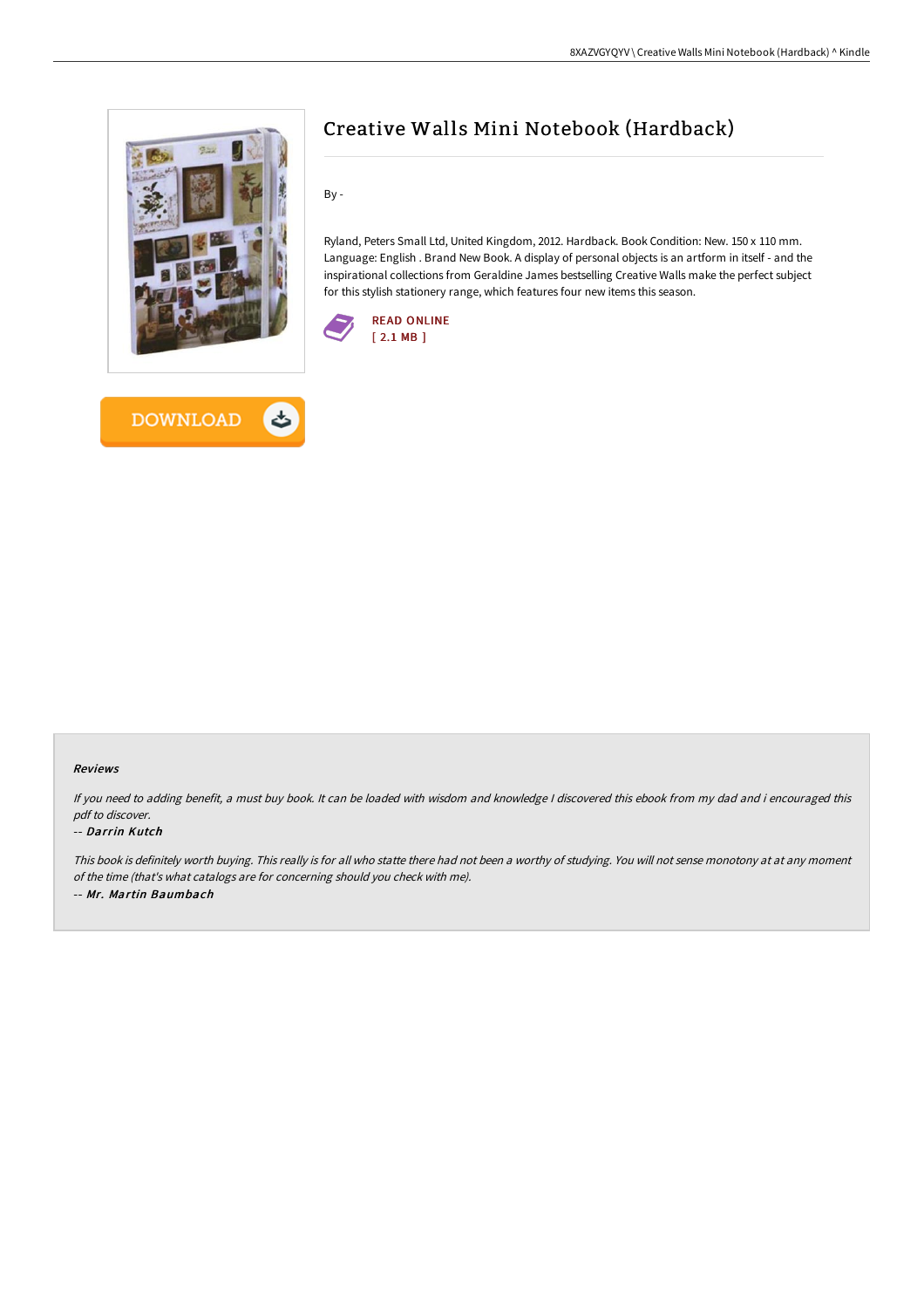# Creative Walls Mini Notebook (Hardback)

By -

Ryland, Peters Small Ltd, United Kingdom, 2012. Hardback. Book Condition: New. 150 x 110 mm. Language: English . Brand New Book. A display of personal objects is an artform in itself - and the inspirational collections from Geraldine James bestselling Creative Walls make the perfect subject for this stylish stationery range, which features four new items this season.

READ ONLINE
[ 2.1 MB ]

DOWNLOAD

### Reviews

*If you need to adding benefit, a must buy book. It can be loaded with wisdom and knowledge I discovered this ebook from my dad and i encouraged this pdf to discover.*

-- ***Darrin Kutch***

*This book is definitely worth buying. This really is for all who statte there had not been a worthy of studying. You will not sense monotony at at any moment of the time (that's what catalogs are for concerning should you check with me).*

-- ***Mr. Martin Baumbach***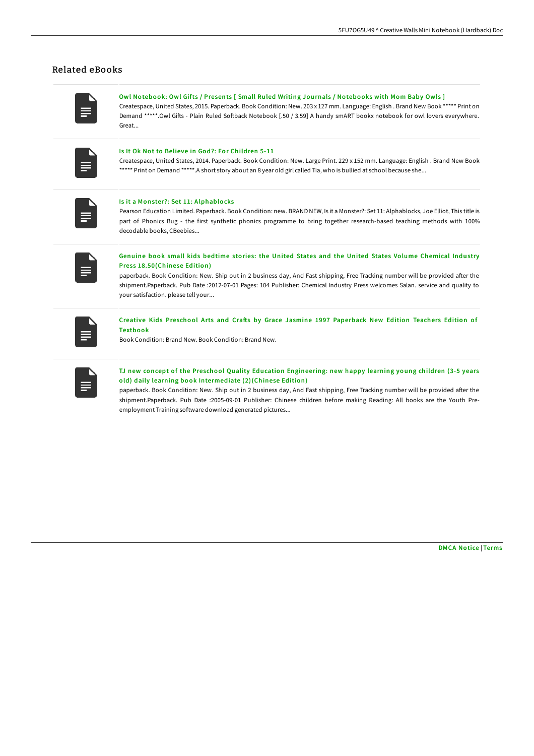## Related eBooks

**Owl Notebook: Owl Gifts / Presents [ Small Ruled Writing Journals / Notebooks with Mom Baby Owls ]**

Createspace, United States, 2015. Paperback. Book Condition: New. 203 x 127 mm. Language: English . Brand New Book ***** Print on Demand *****.Owl Gifts - Plain Ruled Softback Notebook [.50 / 3.59] A handy smART bookx notebook for owl lovers everywhere. Great...

**Is It Ok Not to Believe in God?: For Children 5-11**

Createspace, United States, 2014. Paperback. Book Condition: New. Large Print. 229 x 152 mm. Language: English . Brand New Book ***** Print on Demand *****.A short story about an 8 year old girl called Tia, who is bullied at school because she...

**Is it a Monster?: Set 11: Alphablocks**

Pearson Education Limited. Paperback. Book Condition: new. BRAND NEW, Is it a Monster?: Set 11: Alphablocks, Joe Elliot, This title is part of Phonics Bug - the first synthetic phonics programme to bring together research-based teaching methods with 100% decodable books, CBeebies...

**Genuine book small kids bedtime stories: the United States and the United States Volume Chemical Industry Press 18.50(Chinese Edition)**

paperback. Book Condition: New. Ship out in 2 business day, And Fast shipping, Free Tracking number will be provided after the shipment.Paperback. Pub Date :2012-07-01 Pages: 104 Publisher: Chemical Industry Press welcomes Salan. service and quality to your satisfaction. please tell your...

**Creative Kids Preschool Arts and Crafts by Grace Jasmine 1997 Paperback New Edition Teachers Edition of Textbook**

Book Condition: Brand New. Book Condition: Brand New.

**TJ new concept of the Preschool Quality Education Engineering: new happy learning young children (3-5 years old) daily learning book Intermediate (2)(Chinese Edition)**

paperback. Book Condition: New. Ship out in 2 business day, And Fast shipping, Free Tracking number will be provided after the shipment.Paperback. Pub Date :2005-09-01 Publisher: Chinese children before making Reading: All books are the Youth Pre-employment Training software download generated pictures...